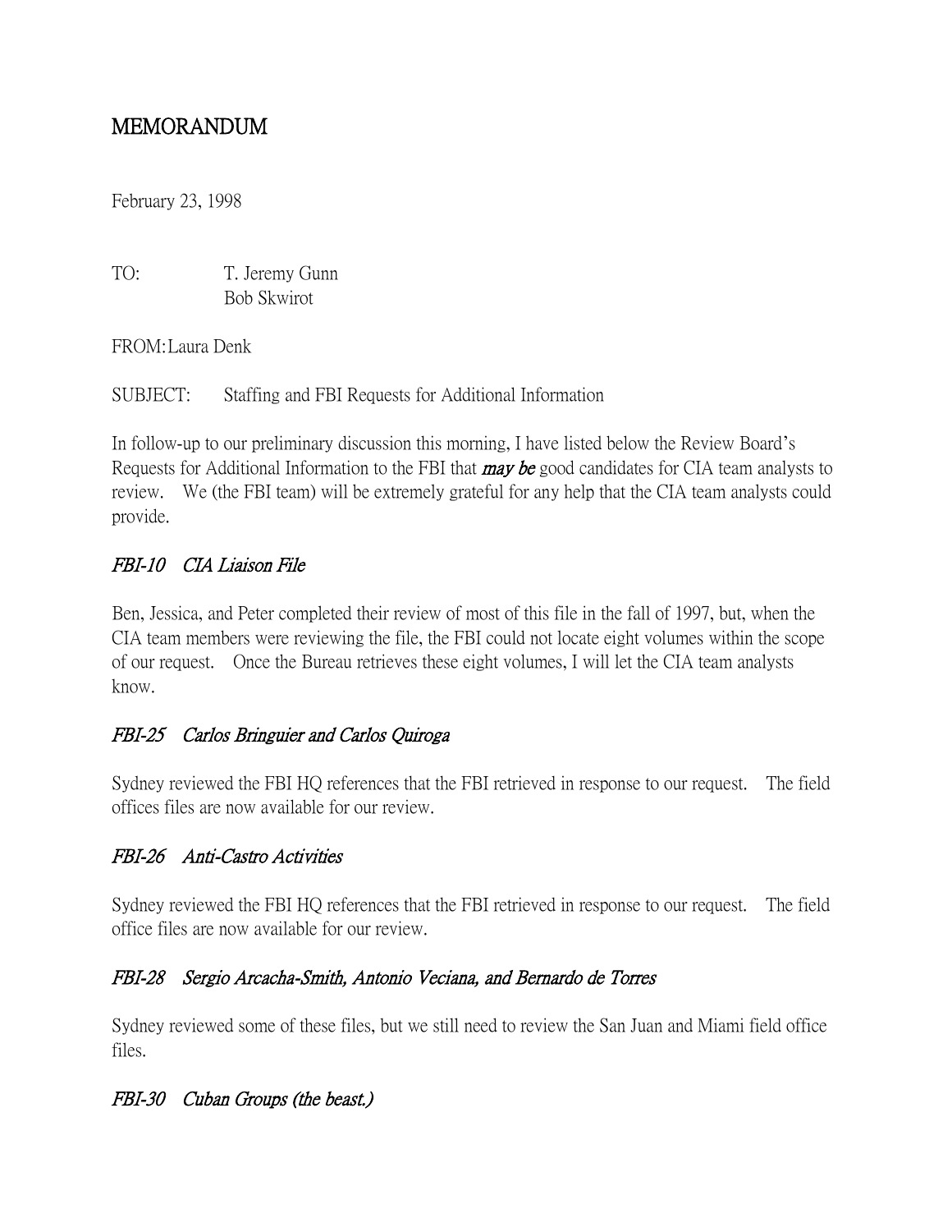# MEMORANDUM

February 23, 1998

TO: T. Jeremy Gunn
Bob Skwirot

FROM: Laura Denk

SUBJECT: Staffing and FBI Requests for Additional Information

In follow-up to our preliminary discussion this morning, I have listed below the Review Board's Requests for Additional Information to the FBI that ***may be*** good candidates for CIA team analysts to review. We (the FBI team) will be extremely grateful for any help that the CIA team analysts could provide.

## *FBI-10 CIA Liaison File*

Ben, Jessica, and Peter completed their review of most of this file in the fall of 1997, but, when the CIA team members were reviewing the file, the FBI could not locate eight volumes within the scope of our request. Once the Bureau retrieves these eight volumes, I will let the CIA team analysts know.

## *FBI-25 Carlos Bringuier and Carlos Quiroga*

Sydney reviewed the FBI HQ references that the FBI retrieved in response to our request. The field offices files are now available for our review.

## *FBI-26 Anti-Castro Activities*

Sydney reviewed the FBI HQ references that the FBI retrieved in response to our request. The field office files are now available for our review.

## *FBI-28 Sergio Arcacha-Smith, Antonio Veciana, and Bernardo de Torres*

Sydney reviewed some of these files, but we still need to review the San Juan and Miami field office files.

## *FBI-30 Cuban Groups (the beast.)*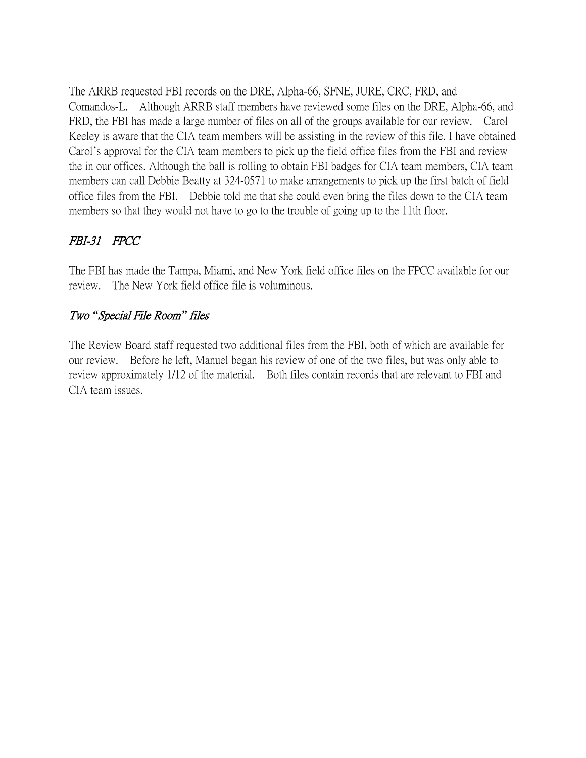The ARRB requested FBI records on the DRE, Alpha-66, SFNE, JURE, CRC, FRD, and Comandos-L. Although ARRB staff members have reviewed some files on the DRE, Alpha-66, and FRD, the FBI has made a large number of files on all of the groups available for our review. Carol Keeley is aware that the CIA team members will be assisting in the review of this file. I have obtained Carol's approval for the CIA team members to pick up the field office files from the FBI and review the in our offices. Although the ball is rolling to obtain FBI badges for CIA team members, CIA team members can call Debbie Beatty at 324-0571 to make arrangements to pick up the first batch of field office files from the FBI. Debbie told me that she could even bring the files down to the CIA team members so that they would not have to go to the trouble of going up to the 11th floor.

### *FBI-31 FPCC*

The FBI has made the Tampa, Miami, and New York field office files on the FPCC available for our review. The New York field office file is voluminous.

### *Two "Special File Room" files*

The Review Board staff requested two additional files from the FBI, both of which are available for our review. Before he left, Manuel began his review of one of the two files, but was only able to review approximately 1/12 of the material. Both files contain records that are relevant to FBI and CIA team issues.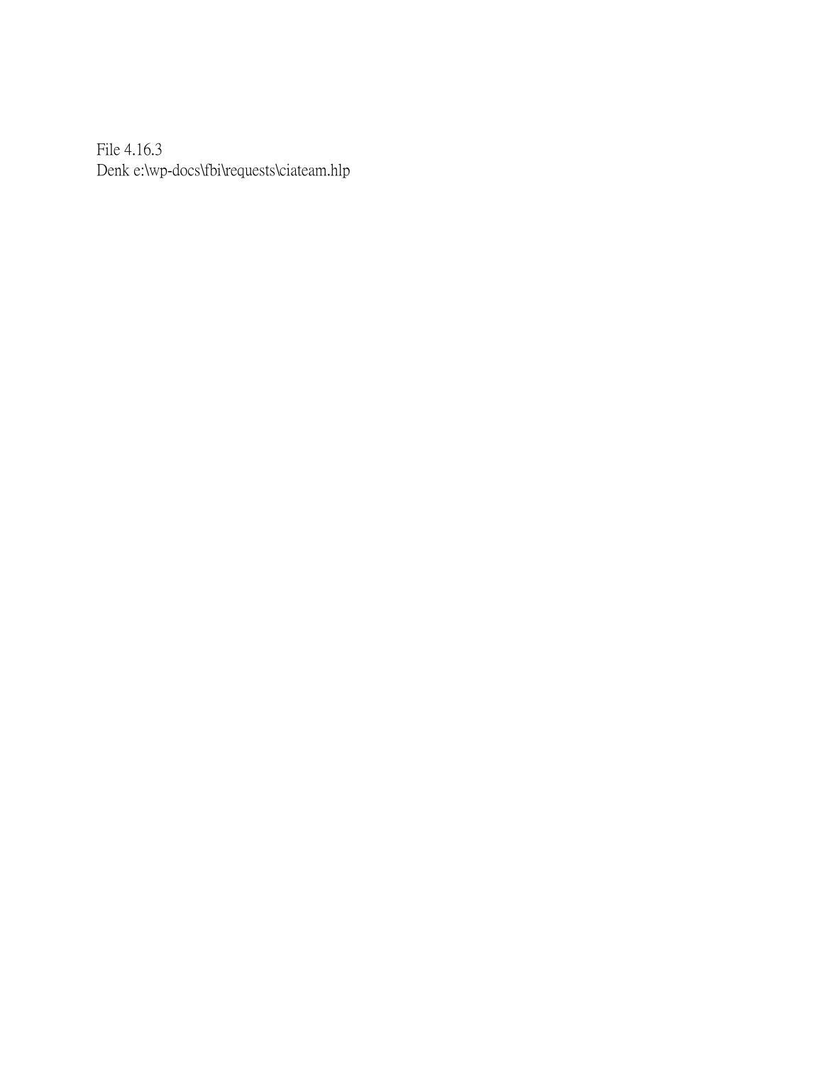File 4.16.3
Denk e:\wp-docs\fbi\requests\ciateam.hlp